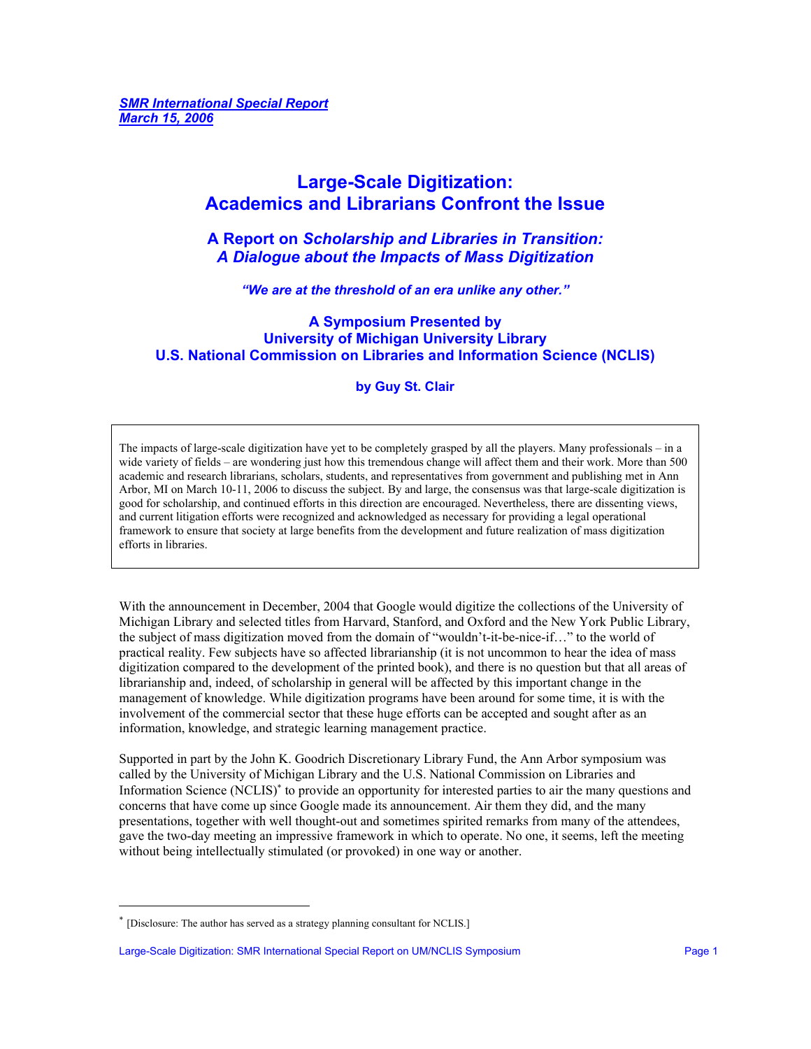*SMR International Special Report*
*March 15, 2006*

# Large-Scale Digitization: Academics and Librarians Confront the Issue

## A Report on *Scholarship and Libraries in Transition: A Dialogue about the Impacts of Mass Digitization*

***"We are at the threshold of an era unlike any other."***

### A Symposium Presented by University of Michigan University Library U.S. National Commission on Libraries and Information Science (NCLIS)

**by Guy St. Clair**

> The impacts of large-scale digitization have yet to be completely grasped by all the players. Many professionals – in a wide variety of fields – are wondering just how this tremendous change will affect them and their work. More than 500 academic and research librarians, scholars, students, and representatives from government and publishing met in Ann Arbor, MI on March 10-11, 2006 to discuss the subject. By and large, the consensus was that large-scale digitization is good for scholarship, and continued efforts in this direction are encouraged. Nevertheless, there are dissenting views, and current litigation efforts were recognized and acknowledged as necessary for providing a legal operational framework to ensure that society at large benefits from the development and future realization of mass digitization efforts in libraries.

With the announcement in December, 2004 that Google would digitize the collections of the University of Michigan Library and selected titles from Harvard, Stanford, and Oxford and the New York Public Library, the subject of mass digitization moved from the domain of "wouldn't-it-be-nice-if…" to the world of practical reality. Few subjects have so affected librarianship (it is not uncommon to hear the idea of mass digitization compared to the development of the printed book), and there is no question but that all areas of librarianship and, indeed, of scholarship in general will be affected by this important change in the management of knowledge. While digitization programs have been around for some time, it is with the involvement of the commercial sector that these huge efforts can be accepted and sought after as an information, knowledge, and strategic learning management practice.

Supported in part by the John K. Goodrich Discretionary Library Fund, the Ann Arbor symposium was called by the University of Michigan Library and the U.S. National Commission on Libraries and Information Science (NCLIS)[*] to provide an opportunity for interested parties to air the many questions and concerns that have come up since Google made its announcement. Air them they did, and the many presentations, together with well thought-out and sometimes spirited remarks from many of the attendees, gave the two-day meeting an impressive framework in which to operate. No one, it seems, left the meeting without being intellectually stimulated (or provoked) in one way or another.

---

[*] [Disclosure: The author has served as a strategy planning consultant for NCLIS.]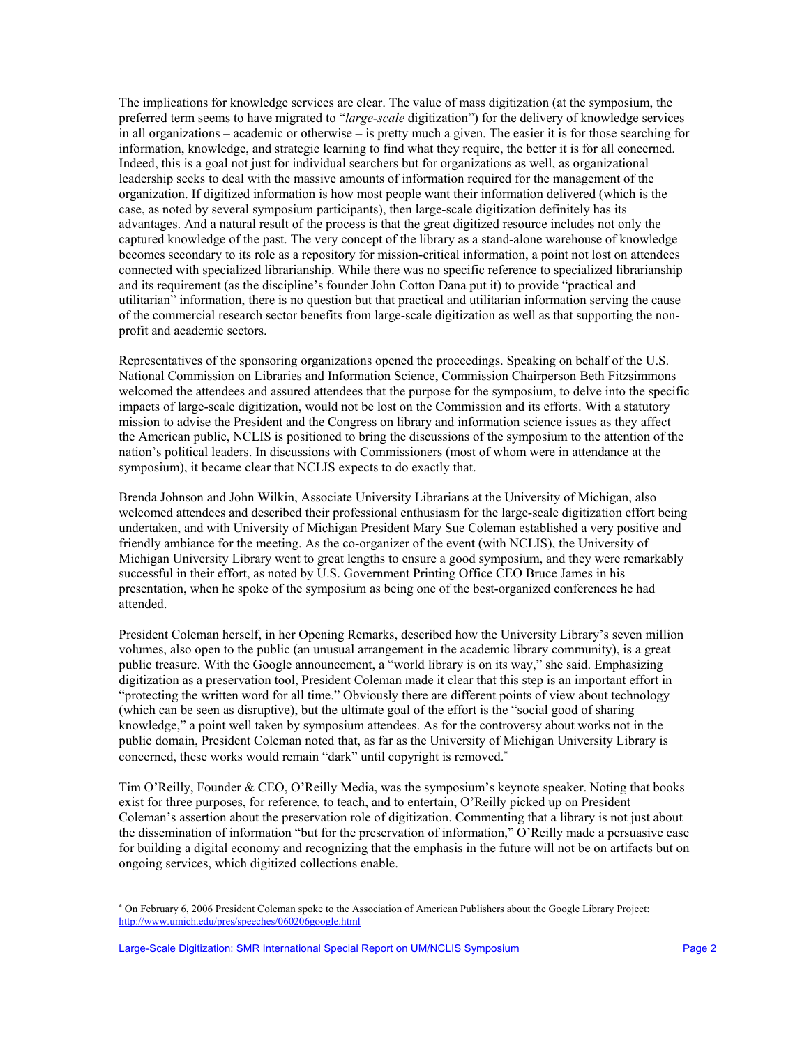The implications for knowledge services are clear. The value of mass digitization (at the symposium, the preferred term seems to have migrated to "*large-scale* digitization") for the delivery of knowledge services in all organizations – academic or otherwise – is pretty much a given. The easier it is for those searching for information, knowledge, and strategic learning to find what they require, the better it is for all concerned. Indeed, this is a goal not just for individual searchers but for organizations as well, as organizational leadership seeks to deal with the massive amounts of information required for the management of the organization. If digitized information is how most people want their information delivered (which is the case, as noted by several symposium participants), then large-scale digitization definitely has its advantages. And a natural result of the process is that the great digitized resource includes not only the captured knowledge of the past. The very concept of the library as a stand-alone warehouse of knowledge becomes secondary to its role as a repository for mission-critical information, a point not lost on attendees connected with specialized librarianship. While there was no specific reference to specialized librarianship and its requirement (as the discipline's founder John Cotton Dana put it) to provide "practical and utilitarian" information, there is no question but that practical and utilitarian information serving the cause of the commercial research sector benefits from large-scale digitization as well as that supporting the non-profit and academic sectors.

Representatives of the sponsoring organizations opened the proceedings. Speaking on behalf of the U.S. National Commission on Libraries and Information Science, Commission Chairperson Beth Fitzsimmons welcomed the attendees and assured attendees that the purpose for the symposium, to delve into the specific impacts of large-scale digitization, would not be lost on the Commission and its efforts. With a statutory mission to advise the President and the Congress on library and information science issues as they affect the American public, NCLIS is positioned to bring the discussions of the symposium to the attention of the nation's political leaders. In discussions with Commissioners (most of whom were in attendance at the symposium), it became clear that NCLIS expects to do exactly that.

Brenda Johnson and John Wilkin, Associate University Librarians at the University of Michigan, also welcomed attendees and described their professional enthusiasm for the large-scale digitization effort being undertaken, and with University of Michigan President Mary Sue Coleman established a very positive and friendly ambiance for the meeting. As the co-organizer of the event (with NCLIS), the University of Michigan University Library went to great lengths to ensure a good symposium, and they were remarkably successful in their effort, as noted by U.S. Government Printing Office CEO Bruce James in his presentation, when he spoke of the symposium as being one of the best-organized conferences he had attended.

President Coleman herself, in her Opening Remarks, described how the University Library's seven million volumes, also open to the public (an unusual arrangement in the academic library community), is a great public treasure. With the Google announcement, a "world library is on its way," she said. Emphasizing digitization as a preservation tool, President Coleman made it clear that this step is an important effort in "protecting the written word for all time." Obviously there are different points of view about technology (which can be seen as disruptive), but the ultimate goal of the effort is the "social good of sharing knowledge," a point well taken by symposium attendees. As for the controversy about works not in the public domain, President Coleman noted that, as far as the University of Michigan University Library is concerned, these works would remain "dark" until copyright is removed.[*]

Tim O'Reilly, Founder & CEO, O'Reilly Media, was the symposium's keynote speaker. Noting that books exist for three purposes, for reference, to teach, and to entertain, O'Reilly picked up on President Coleman's assertion about the preservation role of digitization. Commenting that a library is not just about the dissemination of information "but for the preservation of information," O'Reilly made a persuasive case for building a digital economy and recognizing that the emphasis in the future will not be on artifacts but on ongoing services, which digitized collections enable.

---

[*] On February 6, 2006 President Coleman spoke to the Association of American Publishers about the Google Library Project: http://www.umich.edu/pres/speeches/060206google.html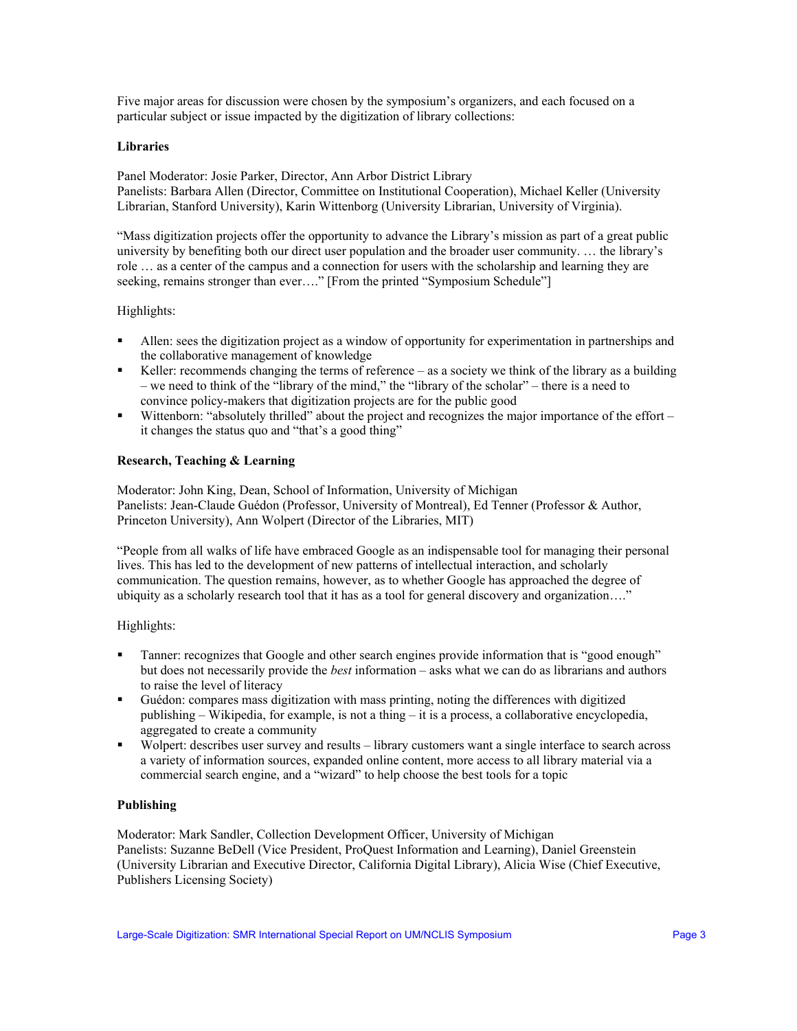Five major areas for discussion were chosen by the symposium's organizers, and each focused on a particular subject or issue impacted by the digitization of library collections:

**Libraries**

Panel Moderator: Josie Parker, Director, Ann Arbor District Library
Panelists: Barbara Allen (Director, Committee on Institutional Cooperation), Michael Keller (University Librarian, Stanford University), Karin Wittenborg (University Librarian, University of Virginia).

"Mass digitization projects offer the opportunity to advance the Library's mission as part of a great public university by benefiting both our direct user population and the broader user community. … the library's role … as a center of the campus and a connection for users with the scholarship and learning they are seeking, remains stronger than ever…." [From the printed "Symposium Schedule"]

Highlights:

- Allen: sees the digitization project as a window of opportunity for experimentation in partnerships and the collaborative management of knowledge
- Keller: recommends changing the terms of reference – as a society we think of the library as a building – we need to think of the "library of the mind," the "library of the scholar" – there is a need to convince policy-makers that digitization projects are for the public good
- Wittenborn: "absolutely thrilled" about the project and recognizes the major importance of the effort – it changes the status quo and "that's a good thing"

**Research, Teaching & Learning**

Moderator: John King, Dean, School of Information, University of Michigan
Panelists: Jean-Claude Guédon (Professor, University of Montreal), Ed Tenner (Professor & Author, Princeton University), Ann Wolpert (Director of the Libraries, MIT)

"People from all walks of life have embraced Google as an indispensable tool for managing their personal lives. This has led to the development of new patterns of intellectual interaction, and scholarly communication. The question remains, however, as to whether Google has approached the degree of ubiquity as a scholarly research tool that it has as a tool for general discovery and organization…."

Highlights:

- Tanner: recognizes that Google and other search engines provide information that is "good enough" but does not necessarily provide the *best* information – asks what we can do as librarians and authors to raise the level of literacy
- Guédon: compares mass digitization with mass printing, noting the differences with digitized publishing – Wikipedia, for example, is not a thing – it is a process, a collaborative encyclopedia, aggregated to create a community
- Wolpert: describes user survey and results – library customers want a single interface to search across a variety of information sources, expanded online content, more access to all library material via a commercial search engine, and a "wizard" to help choose the best tools for a topic

**Publishing**

Moderator: Mark Sandler, Collection Development Officer, University of Michigan
Panelists: Suzanne BeDell (Vice President, ProQuest Information and Learning), Daniel Greenstein (University Librarian and Executive Director, California Digital Library), Alicia Wise (Chief Executive, Publishers Licensing Society)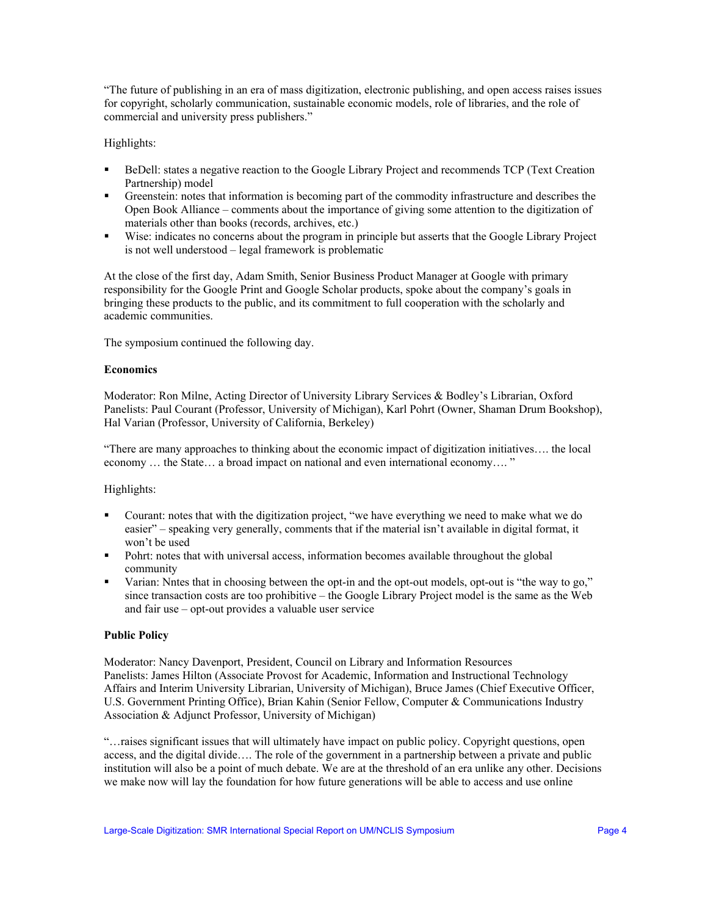"The future of publishing in an era of mass digitization, electronic publishing, and open access raises issues for copyright, scholarly communication, sustainable economic models, role of libraries, and the role of commercial and university press publishers."

Highlights:

- BeDell: states a negative reaction to the Google Library Project and recommends TCP (Text Creation Partnership) model
- Greenstein: notes that information is becoming part of the commodity infrastructure and describes the Open Book Alliance – comments about the importance of giving some attention to the digitization of materials other than books (records, archives, etc.)
- Wise: indicates no concerns about the program in principle but asserts that the Google Library Project is not well understood – legal framework is problematic

At the close of the first day, Adam Smith, Senior Business Product Manager at Google with primary responsibility for the Google Print and Google Scholar products, spoke about the company's goals in bringing these products to the public, and its commitment to full cooperation with the scholarly and academic communities.

The symposium continued the following day.

**Economics**

Moderator: Ron Milne, Acting Director of University Library Services & Bodley's Librarian, Oxford
Panelists: Paul Courant (Professor, University of Michigan), Karl Pohrt (Owner, Shaman Drum Bookshop), Hal Varian (Professor, University of California, Berkeley)

"There are many approaches to thinking about the economic impact of digitization initiatives…. the local economy … the State… a broad impact on national and even international economy…. "

Highlights:

- Courant: notes that with the digitization project, "we have everything we need to make what we do easier" – speaking very generally, comments that if the material isn't available in digital format, it won't be used
- Pohrt: notes that with universal access, information becomes available throughout the global community
- Varian: Nntes that in choosing between the opt-in and the opt-out models, opt-out is "the way to go," since transaction costs are too prohibitive – the Google Library Project model is the same as the Web and fair use – opt-out provides a valuable user service

**Public Policy**

Moderator: Nancy Davenport, President, Council on Library and Information Resources
Panelists: James Hilton (Associate Provost for Academic, Information and Instructional Technology Affairs and Interim University Librarian, University of Michigan), Bruce James (Chief Executive Officer, U.S. Government Printing Office), Brian Kahin (Senior Fellow, Computer & Communications Industry Association & Adjunct Professor, University of Michigan)

"…raises significant issues that will ultimately have impact on public policy. Copyright questions, open access, and the digital divide…. The role of the government in a partnership between a private and public institution will also be a point of much debate. We are at the threshold of an era unlike any other. Decisions we make now will lay the foundation for how future generations will be able to access and use online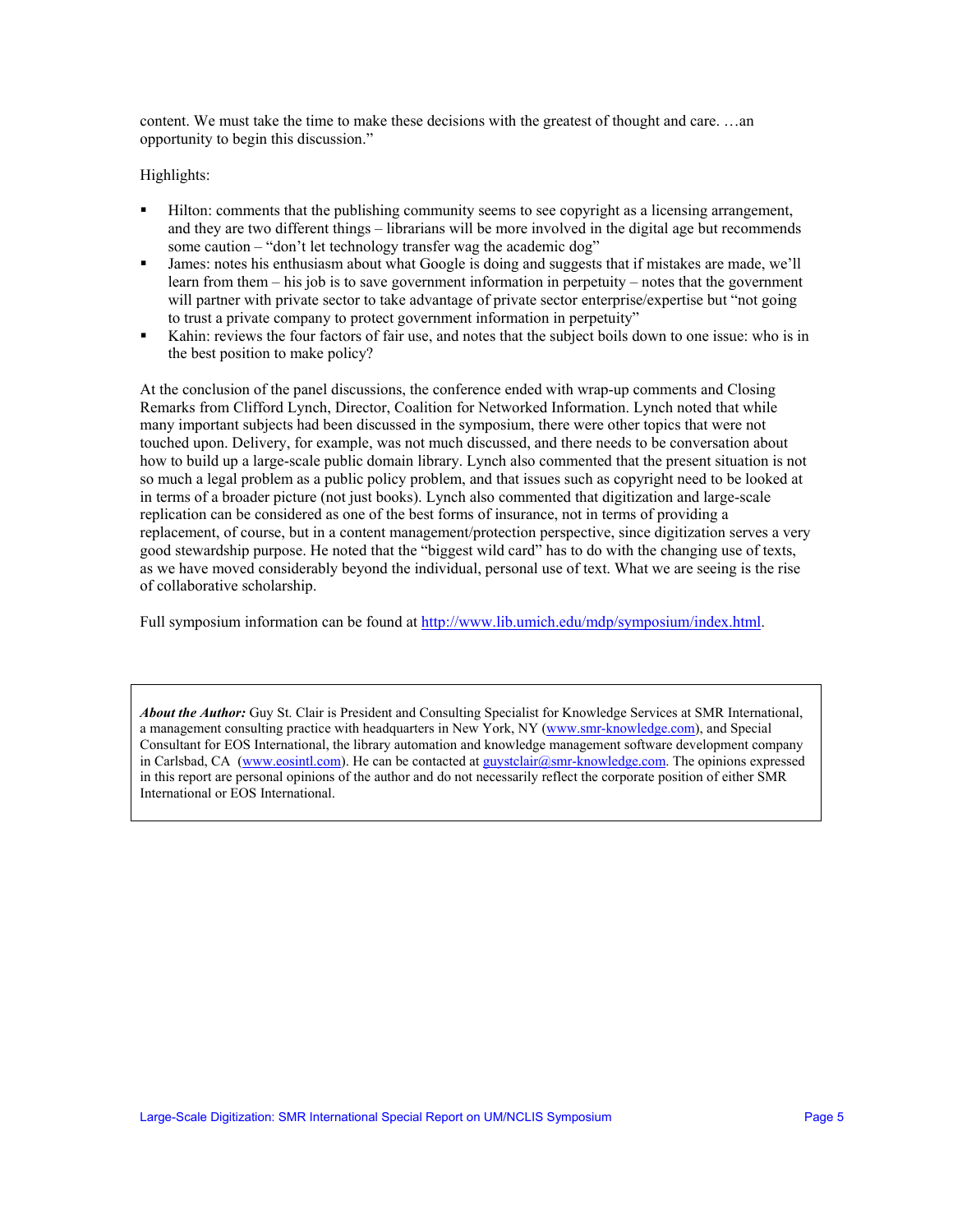content. We must take the time to make these decisions with the greatest of thought and care. …an opportunity to begin this discussion."

Highlights:

- Hilton: comments that the publishing community seems to see copyright as a licensing arrangement, and they are two different things – librarians will be more involved in the digital age but recommends some caution – "don't let technology transfer wag the academic dog"
- James: notes his enthusiasm about what Google is doing and suggests that if mistakes are made, we'll learn from them – his job is to save government information in perpetuity – notes that the government will partner with private sector to take advantage of private sector enterprise/expertise but "not going to trust a private company to protect government information in perpetuity"
- Kahin: reviews the four factors of fair use, and notes that the subject boils down to one issue: who is in the best position to make policy?

At the conclusion of the panel discussions, the conference ended with wrap-up comments and Closing Remarks from Clifford Lynch, Director, Coalition for Networked Information. Lynch noted that while many important subjects had been discussed in the symposium, there were other topics that were not touched upon. Delivery, for example, was not much discussed, and there needs to be conversation about how to build up a large-scale public domain library. Lynch also commented that the present situation is not so much a legal problem as a public policy problem, and that issues such as copyright need to be looked at in terms of a broader picture (not just books). Lynch also commented that digitization and large-scale replication can be considered as one of the best forms of insurance, not in terms of providing a replacement, of course, but in a content management/protection perspective, since digitization serves a very good stewardship purpose. He noted that the "biggest wild card" has to do with the changing use of texts, as we have moved considerably beyond the individual, personal use of text. What we are seeing is the rise of collaborative scholarship.

Full symposium information can be found at http://www.lib.umich.edu/mdp/symposium/index.html.

***About the Author:*** Guy St. Clair is President and Consulting Specialist for Knowledge Services at SMR International, a management consulting practice with headquarters in New York, NY (www.smr-knowledge.com), and Special Consultant for EOS International, the library automation and knowledge management software development company in Carlsbad, CA (www.eosintl.com). He can be contacted at guystclair@smr-knowledge.com. The opinions expressed in this report are personal opinions of the author and do not necessarily reflect the corporate position of either SMR International or EOS International.